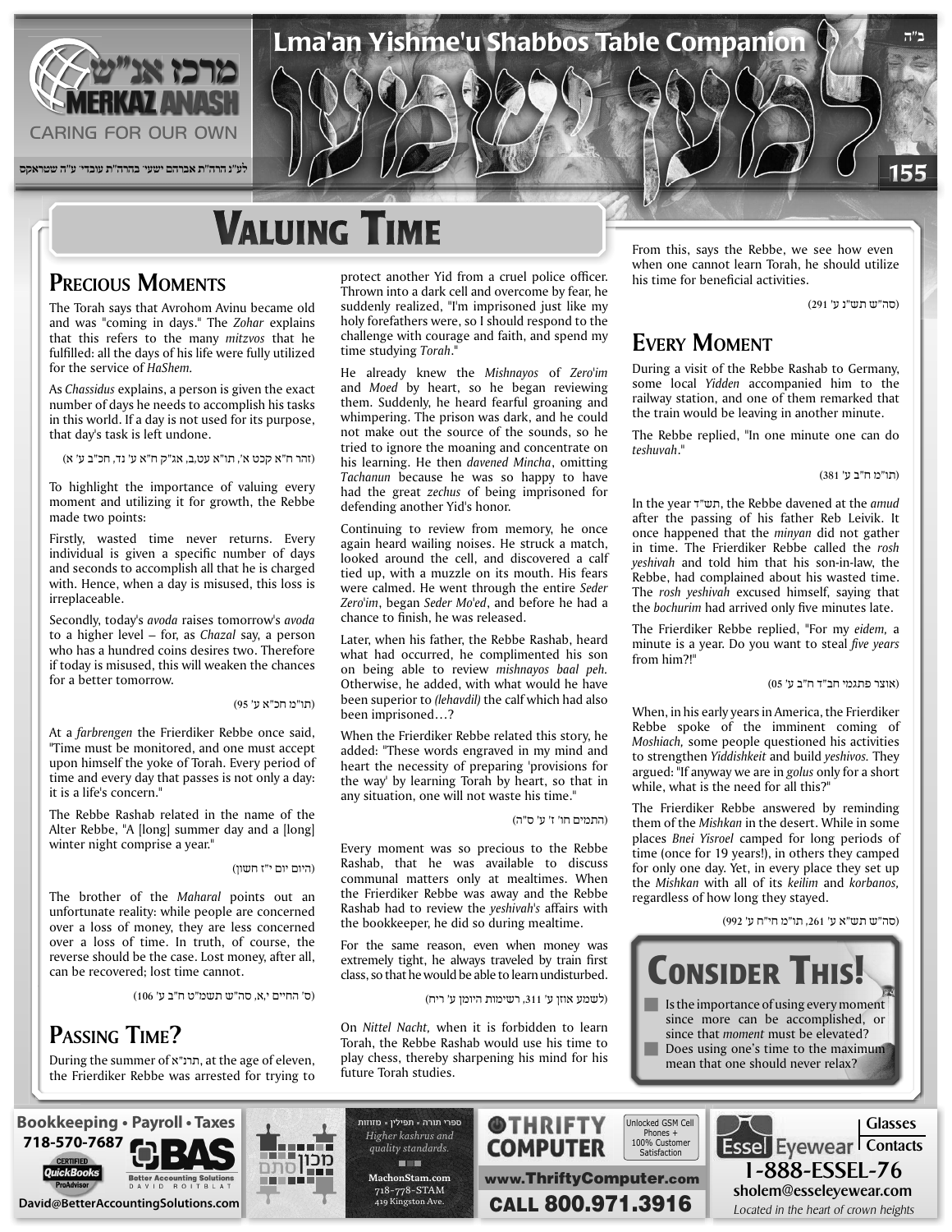ב"ה

# Lma'an Yishme'u Shabbos Table Companion

למען ישמעו

מרכז אנ"ש MERKAZ ANASH CARING FOR OUR OWN

לע"נ הרה"ת אברהם ישעי' בהרה"ת עובדי' ע"ה שטראקס

155

# Valuing Time

## Precious Moments

The Torah says that Avrohom Avinu became old and was "coming in days." The *Zohar* explains that this refers to the many *mitzvos* that he fulfilled: all the days of his life were fully utilized for the service of *HaShem*.

As *Chassidus* explains, a person is given the exact number of days he needs to accomplish his tasks in this world. If a day is not used for its purpose, that day's task is left undone.

(זהר ח"א קכט א', תו"א עט,ב, אג"ק ח"א ע' נד, חכ"ב ע' א)

To highlight the importance of valuing every moment and utilizing it for growth, the Rebbe made two points:

Firstly, wasted time never returns. Every individual is given a specific number of days and seconds to accomplish all that he is charged with. Hence, when a day is misused, this loss is irreplaceable.

Secondly, today's *avoda* raises tomorrow's *avoda* to a higher level – for, as *Chazal* say, a person who has a hundred coins desires two. Therefore if today is misused, this will weaken the chances for a better tomorrow.

(תו"מ חכ"א ע' 95)

At a *farbrengen* the Frierdiker Rebbe once said, "Time must be monitored, and one must accept upon himself the yoke of Torah. Every period of time and every day that passes is not only a day: it is a life's concern."

The Rebbe Rashab related in the name of the Alter Rebbe, "A [long] summer day and a [long] winter night comprise a year."

(היום יום י"ז חשון)

The brother of the *Maharal* points out an unfortunate reality: while people are concerned over a loss of money, they are less concerned over a loss of time. In truth, of course, the reverse should be the case. Lost money, after all, can be recovered; lost time cannot.

(ס' החיים י,א, סה"ש תשמ"ט ח"ב ע' 106)

## Passing Time?

During the summer of תרנ"א, at the age of eleven, the Frierdiker Rebbe was arrested for trying to protect another Yid from a cruel police officer. Thrown into a dark cell and overcome by fear, he suddenly realized, "I'm imprisoned just like my holy forefathers were, so I should respond to the challenge with courage and faith, and spend my time studying *Torah*."

He already knew the *Mishnayos* of *Zero'im* and *Moed* by heart, so he began reviewing them. Suddenly, he heard fearful groaning and whimpering. The prison was dark, and he could not make out the source of the sounds, so he tried to ignore the moaning and concentrate on his learning. He then *davened Mincha*, omitting *Tachanun* because he was so happy to have had the great *zechus* of being imprisoned for defending another Yid's honor.

Continuing to review from memory, he once again heard wailing noises. He struck a match, looked around the cell, and discovered a calf tied up, with a muzzle on its mouth. His fears were calmed. He went through the entire *Seder Zero'im*, began *Seder Mo'ed*, and before he had a chance to finish, he was released.

Later, when his father, the Rebbe Rashab, heard what had occurred, he complimented his son on being able to review *mishnayos baal peh*. Otherwise, he added, with what would he have been superior to *(lehavdil)* the calf which had also been imprisoned…?

When the Frierdiker Rebbe related this story, he added: "These words engraved in my mind and heart the necessity of preparing 'provisions for the way' by learning Torah by heart, so that in any situation, one will not waste his time."

(התמים חו' ז' ע' ס"ה)

Every moment was so precious to the Rebbe Rashab, that he was available to discuss communal matters only at mealtimes. When the Frierdiker Rebbe was away and the Rebbe Rashab had to review the *yeshivah's* affairs with the bookkeeper, he did so during mealtime.

For the same reason, even when money was extremely tight, he always traveled by train first class, so that he would be able to learn undisturbed.

(לשמע אוזן ע' 311, רשימות היומן ע' ריח)

On *Nittel Nacht,* when it is forbidden to learn Torah, the Rebbe Rashab would use his time to play chess, thereby sharpening his mind for his future Torah studies.

From this, says the Rebbe, we see how even when one cannot learn Torah, he should utilize his time for beneficial activities.

(סה"ש תש"נ ע' 291)

## Every Moment

During a visit of the Rebbe Rashab to Germany, some local *Yidden* accompanied him to the railway station, and one of them remarked that the train would be leaving in another minute.

The Rebbe replied, "In one minute one can do *teshuvah*."

(תו"מ ח"ב ע' 381)

In the year תש"ד, the Rebbe davened at the *amud* after the passing of his father Reb Leivik. It once happened that the *minyan* did not gather in time. The Frierdiker Rebbe called the *rosh yeshivah* and told him that his son-in-law, the Rebbe, had complained about his wasted time. The *rosh yeshivah* excused himself, saying that the *bochurim* had arrived only five minutes late.

The Frierdiker Rebbe replied, "For my *eidem,* a minute is a year. Do you want to steal *five years* from him?!"

(אוצר פתגמי חב"ד ח"ב ע' 05)

When, in his early years in America, the Frierdiker Rebbe spoke of the imminent coming of *Moshiach,* some people questioned his activities to strengthen *Yiddishkeit* and build *yeshivos.* They argued: "If anyway we are in *golus* only for a short while, what is the need for all this?"

The Frierdiker Rebbe answered by reminding them of the *Mishkan* in the desert. While in some places *Bnei Yisroel* camped for long periods of time (once for 19 years!), in others they camped for only one day. Yet, in every place they set up the *Mishkan* with all of its *keilim* and *korbanos,* regardless of how long they stayed.

(סה"ש תש"א ע' 261, תו"מ חי"ח ע' 992)

## Consider This!

- Is the importance of using every moment since more can be accomplished, or since that *moment* must be elevated?
- Does using one's time to the maximum mean that one should never relax?

---

Bookkeeping • Payroll • Taxes 718-570-7687 BAS Better Accounting Solutions DAVID ROITBLAT CERTIFIED QuickBooks ProAdvisor David@BetterAccountingSolutions.com

מכון סתם ספרי תורה • תפילין • מזוזות *Higher kashrus and quality standards.* MachonStam.com 718-778-STAM 419 Kingston Ave.

THRIFTY COMPUTER Unlocked GSM Cell Phones + 100% Customer Satisfaction www.ThriftyComputer.com CALL 800.971.3916

Essel Eyewear Glasses Contacts 1-888-ESSEL-76 sholem@esseleyewear.com *Located in the heart of crown heights*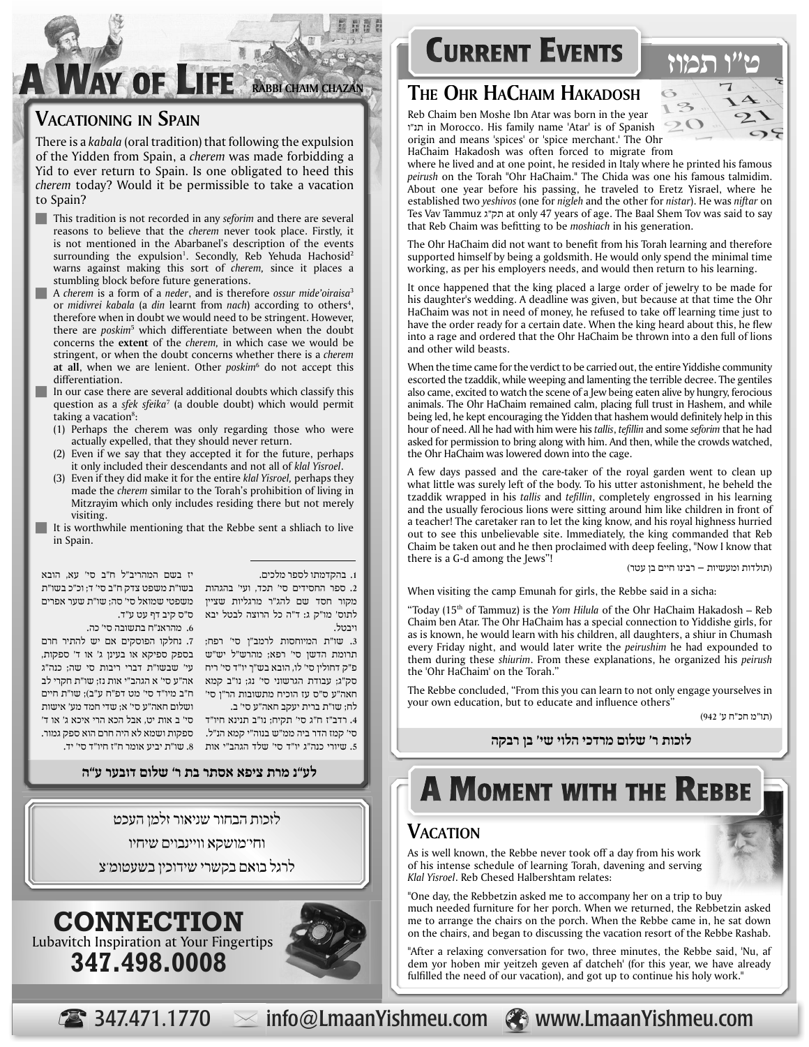# A Way of Life

RABBI CHAIM CHAZAN

## Vacationing in Spain

There is a *kabala* (oral tradition) that following the expulsion of the Yidden from Spain, a *cherem* was made forbidding a Yid to ever return to Spain. Is one obligated to heed this *cherem* today? Would it be permissible to take a vacation to Spain?

- This tradition is not recorded in any *seforim* and there are several reasons to believe that the *cherem* never took place. Firstly, it is not mentioned in the Abarbanel's description of the events surrounding the expulsion[1]. Secondly, Reb Yehuda Hachosid[2] warns against making this sort of *cherem,* since it places a stumbling block before future generations.
- A *cherem* is a form of a *neder*, and is therefore *ossur mide'oiraisa*[3] or *midivrei kabala* (a *din* learnt from *nach*) according to others[4], therefore when in doubt we would need to be stringent. However, there are *poskim*[5] which differentiate between when the doubt concerns the **extent** of the *cherem,* in which case we would be stringent, or when the doubt concerns whether there is a *cherem* **at all**, when we are lenient. Other *poskim*[6] do not accept this differentiation.
- In our case there are several additional doubts which classify this question as a *sfek sfeika*[7] (a double doubt) which would permit taking a vacation[8]:
  (1) Perhaps the cherem was only regarding those who were actually expelled, that they should never return.
  (2) Even if we say that they accepted it for the future, perhaps it only included their descendants and not all of *klal Yisroel*.
  (3) Even if they did make it for the entire *klal Yisroel,* perhaps they made the *cherem* similar to the Torah's prohibition of living in Mitzrayim which only includes residing there but not merely visiting.
- It is worthwhile mentioning that the Rebbe sent a shliach to live in Spain.

1. בהקדמתו לספר מלכים.
2. ספר החסידים סי' תכד, ועי' בהגהות מקור חסד שם להגר"ר מרגליות שציין לתוס' מו"ק ג: ד"ה כל הרוצה לבטל יבא ויבטל.
3. שו"ת המיוחסות לרמב"ן סי' רפח; תרומת הדשן סי' רפא; מהרש"ל יש"ש פ"ק דחולין סי' לו, הובא בש"ך יו"ד סי' ריח סק"ג; עבודת הגרשוני סי' נג; נו"ב קמא האה"ע ס"ס עז הוכיח מתשובות הר"ן סי' לח; שו"ת ברית יעקב תאה"ע ס"י ב.
4. רדב"ז ח"ג סי' תקיח; נו"ב תנינא חיו"ד סי' קמז הדר ביה ממ"ש בנוה"י קמא הנ"ל.
5. שיורי כנה"ג יו"ד סי' שלד הגהב"י אות יז בשם המהריב"ל ח"ב סי' עא, הובא בשו"ת משפט צדק ח"ב סי' ד; וכ"כ בשו"ת משפטי שמואל סי' סה; שו"ת שער אפרים ס"ס קיב דף עט ע"ד.
6. מהרא"ח בתשובה סי' כה.
7. נחלקו הפוסקים אם יש להתיר חרם בספק ספיקא או בעינן ג' או ד' ספקות, עי' שבשו"ת דברי ריבות סי' שה; כנה"ג אה"ע סי' א הגהב"י אות נז; שו"ת חקרי לב ח"ב מיו"ד סי' מט דפ"ה ע"ב); שו"ת חיים ושלום תאה"ע סי' א; שדי חמד מע' אישות סי' ב אות יט, אבל הכא הרי איכא ג' או ד' ספקות ושמא לא היה חרם הוא ספק גמור.
8. שו"ת יביע אומר ח"ז חיו"ד סי' יד.

לע"נ מרת ציפא אסתר בת ר' שלום דובער ע"ה

לזכות הבחור שניאור זלמן העכט
וחי'מושקא וויינבוים שיחיו
לרגל בואם בקשרי שידוכין בשעטומ"צ

**CONNECTION**
Lubavitch Inspiration at Your Fingertips
**347.498.0008**

# Current Events

ט"ו תמוז

## The Ohr HaChaim Hakadosh

Reb Chaim ben Moshe Ibn Atar was born in the year תנ"ו in Morocco. His family name 'Atar' is of Spanish origin and means 'spices' or 'spice merchant.' The Ohr HaChaim Hakadosh was often forced to migrate from where he lived and at one point, he resided in Italy where he printed his famous *peirush* on the Torah "Ohr HaChaim." The Chida was one his famous talmidim. About one year before his passing, he traveled to Eretz Yisrael, where he established two *yeshivos* (one for *nigleh* and the other for *nistar*). He was *niftar* on Tes Vav Tammuz תק"ג at only 47 years of age. The Baal Shem Tov was said to say that Reb Chaim was befitting to be *moshiach* in his generation.

The Ohr HaChaim did not want to benefit from his Torah learning and therefore supported himself by being a goldsmith. He would only spend the minimal time working, as per his employers needs, and would then return to his learning.

It once happened that the king placed a large order of jewelry to be made for his daughter's wedding. A deadline was given, but because at that time the Ohr HaChaim was not in need of money, he refused to take off learning time just to have the order ready for a certain date. When the king heard about this, he flew into a rage and ordered that the Ohr HaChaim be thrown into a den full of lions and other wild beasts.

When the time came for the verdict to be carried out, the entire Yiddishe community escorted the tzaddik, while weeping and lamenting the terrible decree. The gentiles also came, excited to watch the scene of a Jew being eaten alive by hungry, ferocious animals. The Ohr HaChaim remained calm, placing full trust in Hashem, and while being led, he kept encouraging the Yidden that hashem would definitely help in this hour of need. All he had with him were his *tallis*, *tefillin* and some *seforim* that he had asked for permission to bring along with him. And then, while the crowds watched, the Ohr HaChaim was lowered down into the cage.

A few days passed and the care-taker of the royal garden went to clean up what little was surely left of the body. To his utter astonishment, he beheld the tzaddik wrapped in his *tallis* and *tefillin*, completely engrossed in his learning and the usually ferocious lions were sitting around him like children in front of a teacher! The caretaker ran to let the king know, and his royal highness hurried out to see this unbelievable site. Immediately, the king commanded that Reb Chaim be taken out and he then proclaimed with deep feeling, "Now I know that there is a G-d among the Jews"!

(תולדות ומעשיות – רבינו חיים בן עטר)

When visiting the camp Emunah for girls, the Rebbe said in a sicha:

"Today (15th of Tammuz) is the *Yom Hilula* of the Ohr HaChaim Hakadosh – Reb Chaim ben Atar. The Ohr HaChaim has a special connection to Yiddishe girls, for as is known, he would learn with his children, all daughters, a shiur in Chumash every Friday night, and would later write the *peirushim* he had expounded to them during these *shiurim*. From these explanations, he organized his *peirush* the 'Ohr HaChaim' on the Torah."

The Rebbe concluded, "From this you can learn to not only engage yourselves in your own education, but to educate and influence others"

(תו"מ חכ"ח ע' 942)

לזכות ר' שלום מרדכי הלוי שי' בן רבקה

# A Moment with the Rebbe

## Vacation

As is well known, the Rebbe never took off a day from his work of his intense schedule of learning Torah, davening and serving *Klal Yisroel*. Reb Chesed Halbershtam relates:

"One day, the Rebbetzin asked me to accompany her on a trip to buy much needed furniture for her porch. When we returned, the Rebbetzin asked me to arrange the chairs on the porch. When the Rebbe came in, he sat down on the chairs, and began to discussing the vacation resort of the Rebbe Rashab.

"After a relaxing conversation for two, three minutes, the Rebbe said, 'Nu, af dem yor hoben mir yeitzeh geven af datcheh' (for this year, we have already fulfilled the need of our vacation), and got up to continue his holy work."

347.471.1770 | info@LmaanYishmeu.com | www.LmaanYishmeu.com